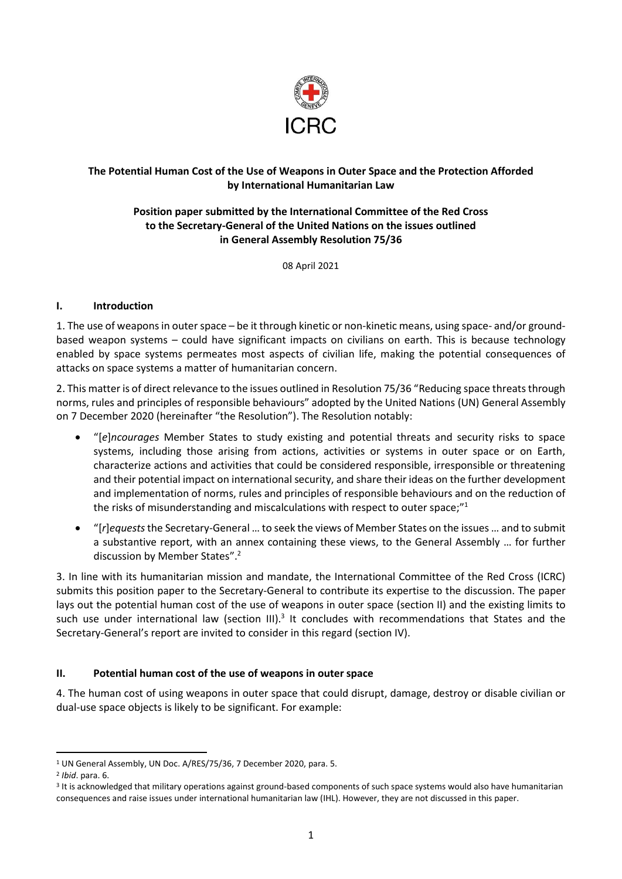ICRC

**The Potential Human Cost of the Use of Weapons in Outer Space and the Protection Afforded by International Humanitarian Law**

**Position paper submitted by the International Committee of the Red Cross to the Secretary-General of the United Nations on the issues outlined in General Assembly Resolution 75/36**

08 April 2021

## I. Introduction

1. The use of weapons in outer space – be it through kinetic or non-kinetic means, using space- and/or ground-based weapon systems – could have significant impacts on civilians on earth. This is because technology enabled by space systems permeates most aspects of civilian life, making the potential consequences of attacks on space systems a matter of humanitarian concern.

2. This matter is of direct relevance to the issues outlined in Resolution 75/36 "Reducing space threats through norms, rules and principles of responsible behaviours" adopted by the United Nations (UN) General Assembly on 7 December 2020 (hereinafter "the Resolution"). The Resolution notably:

- "[*e*]*ncourages* Member States to study existing and potential threats and security risks to space systems, including those arising from actions, activities or systems in outer space or on Earth, characterize actions and activities that could be considered responsible, irresponsible or threatening and their potential impact on international security, and share their ideas on the further development and implementation of norms, rules and principles of responsible behaviours and on the reduction of the risks of misunderstanding and miscalculations with respect to outer space;"[1]
- "[*r*]*equests* the Secretary-General … to seek the views of Member States on the issues … and to submit a substantive report, with an annex containing these views, to the General Assembly … for further discussion by Member States".[2]

3. In line with its humanitarian mission and mandate, the International Committee of the Red Cross (ICRC) submits this position paper to the Secretary-General to contribute its expertise to the discussion. The paper lays out the potential human cost of the use of weapons in outer space (section II) and the existing limits to such use under international law (section III).[3] It concludes with recommendations that States and the Secretary-General's report are invited to consider in this regard (section IV).

## II. Potential human cost of the use of weapons in outer space

4. The human cost of using weapons in outer space that could disrupt, damage, destroy or disable civilian or dual-use space objects is likely to be significant. For example:

---

[1] UN General Assembly, UN Doc. A/RES/75/36, 7 December 2020, para. 5.

[2] *Ibid*. para. 6.

[3] It is acknowledged that military operations against ground-based components of such space systems would also have humanitarian consequences and raise issues under international humanitarian law (IHL). However, they are not discussed in this paper.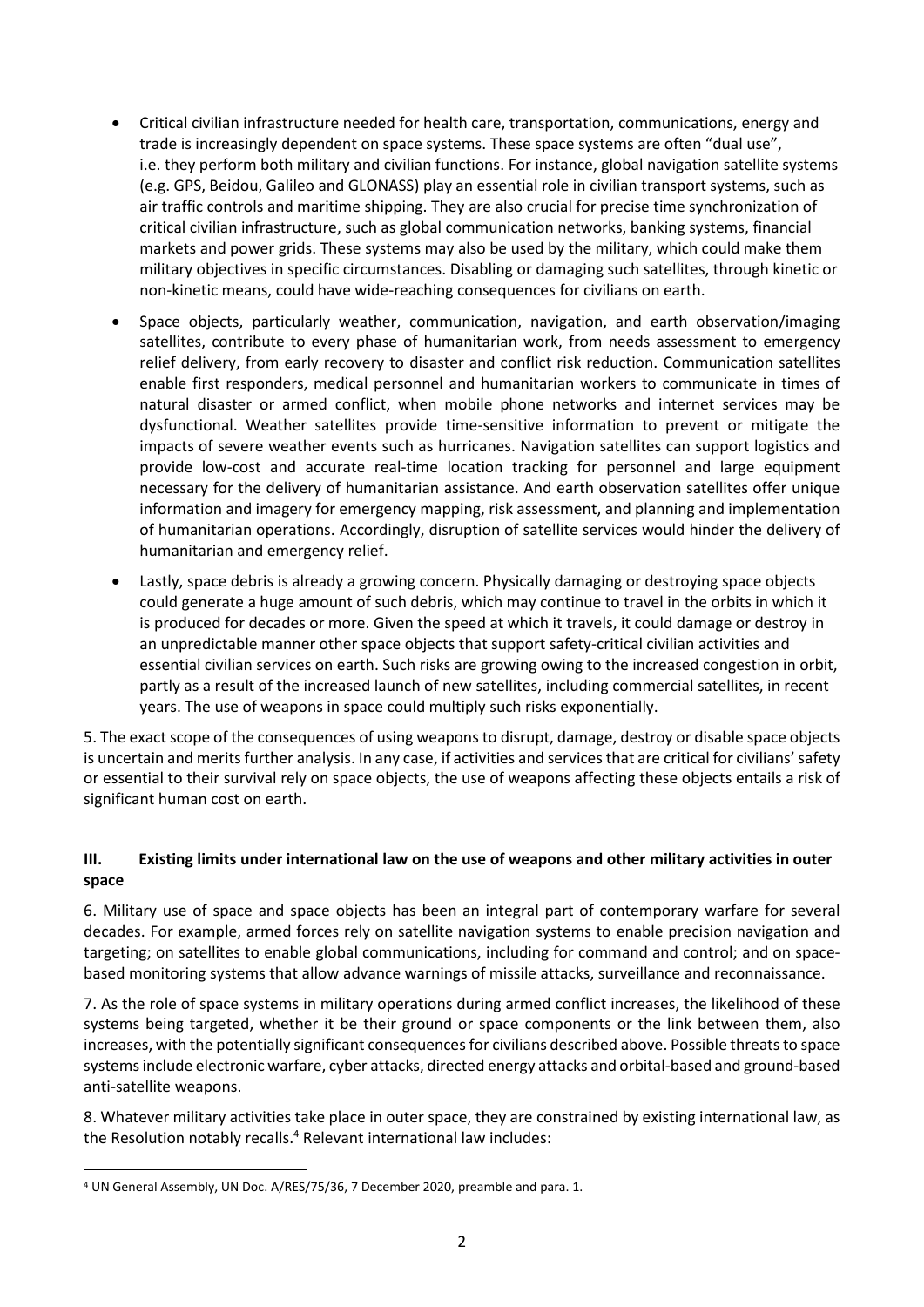- Critical civilian infrastructure needed for health care, transportation, communications, energy and trade is increasingly dependent on space systems. These space systems are often "dual use", i.e. they perform both military and civilian functions. For instance, global navigation satellite systems (e.g. GPS, Beidou, Galileo and GLONASS) play an essential role in civilian transport systems, such as air traffic controls and maritime shipping. They are also crucial for precise time synchronization of critical civilian infrastructure, such as global communication networks, banking systems, financial markets and power grids. These systems may also be used by the military, which could make them military objectives in specific circumstances. Disabling or damaging such satellites, through kinetic or non-kinetic means, could have wide-reaching consequences for civilians on earth.

- Space objects, particularly weather, communication, navigation, and earth observation/imaging satellites, contribute to every phase of humanitarian work, from needs assessment to emergency relief delivery, from early recovery to disaster and conflict risk reduction. Communication satellites enable first responders, medical personnel and humanitarian workers to communicate in times of natural disaster or armed conflict, when mobile phone networks and internet services may be dysfunctional. Weather satellites provide time-sensitive information to prevent or mitigate the impacts of severe weather events such as hurricanes. Navigation satellites can support logistics and provide low-cost and accurate real-time location tracking for personnel and large equipment necessary for the delivery of humanitarian assistance. And earth observation satellites offer unique information and imagery for emergency mapping, risk assessment, and planning and implementation of humanitarian operations. Accordingly, disruption of satellite services would hinder the delivery of humanitarian and emergency relief.

- Lastly, space debris is already a growing concern. Physically damaging or destroying space objects could generate a huge amount of such debris, which may continue to travel in the orbits in which it is produced for decades or more. Given the speed at which it travels, it could damage or destroy in an unpredictable manner other space objects that support safety-critical civilian activities and essential civilian services on earth. Such risks are growing owing to the increased congestion in orbit, partly as a result of the increased launch of new satellites, including commercial satellites, in recent years. The use of weapons in space could multiply such risks exponentially.

5. The exact scope of the consequences of using weapons to disrupt, damage, destroy or disable space objects is uncertain and merits further analysis. In any case, if activities and services that are critical for civilians' safety or essential to their survival rely on space objects, the use of weapons affecting these objects entails a risk of significant human cost on earth.

## III. Existing limits under international law on the use of weapons and other military activities in outer space

6. Military use of space and space objects has been an integral part of contemporary warfare for several decades. For example, armed forces rely on satellite navigation systems to enable precision navigation and targeting; on satellites to enable global communications, including for command and control; and on space-based monitoring systems that allow advance warnings of missile attacks, surveillance and reconnaissance.

7. As the role of space systems in military operations during armed conflict increases, the likelihood of these systems being targeted, whether it be their ground or space components or the link between them, also increases, with the potentially significant consequences for civilians described above. Possible threats to space systems include electronic warfare, cyber attacks, directed energy attacks and orbital-based and ground-based anti-satellite weapons.

8. Whatever military activities take place in outer space, they are constrained by existing international law, as the Resolution notably recalls.[4] Relevant international law includes:

[4] UN General Assembly, UN Doc. A/RES/75/36, 7 December 2020, preamble and para. 1.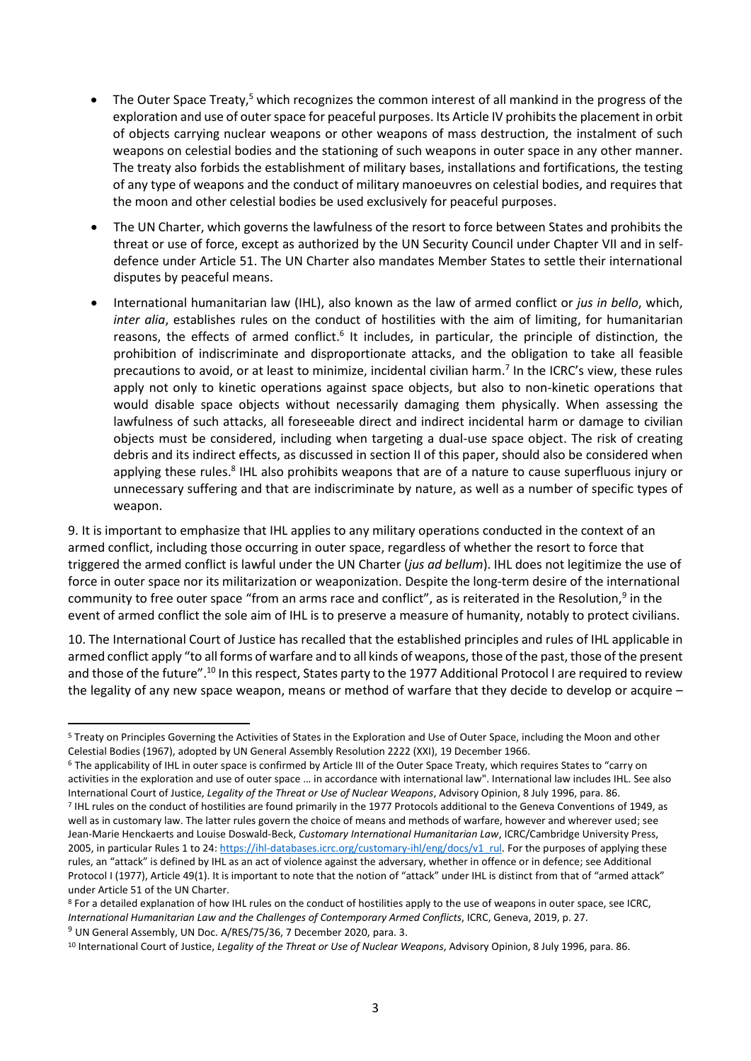- The Outer Space Treaty,[5] which recognizes the common interest of all mankind in the progress of the exploration and use of outer space for peaceful purposes. Its Article IV prohibits the placement in orbit of objects carrying nuclear weapons or other weapons of mass destruction, the instalment of such weapons on celestial bodies and the stationing of such weapons in outer space in any other manner. The treaty also forbids the establishment of military bases, installations and fortifications, the testing of any type of weapons and the conduct of military manoeuvres on celestial bodies, and requires that the moon and other celestial bodies be used exclusively for peaceful purposes.

- The UN Charter, which governs the lawfulness of the resort to force between States and prohibits the threat or use of force, except as authorized by the UN Security Council under Chapter VII and in self-defence under Article 51. The UN Charter also mandates Member States to settle their international disputes by peaceful means.

- International humanitarian law (IHL), also known as the law of armed conflict or *jus in bello*, which, *inter alia*, establishes rules on the conduct of hostilities with the aim of limiting, for humanitarian reasons, the effects of armed conflict.[6] It includes, in particular, the principle of distinction, the prohibition of indiscriminate and disproportionate attacks, and the obligation to take all feasible precautions to avoid, or at least to minimize, incidental civilian harm.[7] In the ICRC's view, these rules apply not only to kinetic operations against space objects, but also to non-kinetic operations that would disable space objects without necessarily damaging them physically. When assessing the lawfulness of such attacks, all foreseeable direct and indirect incidental harm or damage to civilian objects must be considered, including when targeting a dual-use space object. The risk of creating debris and its indirect effects, as discussed in section II of this paper, should also be considered when applying these rules.[8] IHL also prohibits weapons that are of a nature to cause superfluous injury or unnecessary suffering and that are indiscriminate by nature, as well as a number of specific types of weapon.

9. It is important to emphasize that IHL applies to any military operations conducted in the context of an armed conflict, including those occurring in outer space, regardless of whether the resort to force that triggered the armed conflict is lawful under the UN Charter (*jus ad bellum*). IHL does not legitimize the use of force in outer space nor its militarization or weaponization. Despite the long-term desire of the international community to free outer space "from an arms race and conflict", as is reiterated in the Resolution,[9] in the event of armed conflict the sole aim of IHL is to preserve a measure of humanity, notably to protect civilians.

10. The International Court of Justice has recalled that the established principles and rules of IHL applicable in armed conflict apply "to all forms of warfare and to all kinds of weapons, those of the past, those of the present and those of the future".[10] In this respect, States party to the 1977 Additional Protocol I are required to review the legality of any new space weapon, means or method of warfare that they decide to develop or acquire –

---

[5] Treaty on Principles Governing the Activities of States in the Exploration and Use of Outer Space, including the Moon and other Celestial Bodies (1967), adopted by UN General Assembly Resolution 2222 (XXI), 19 December 1966.

[6] The applicability of IHL in outer space is confirmed by Article III of the Outer Space Treaty, which requires States to "carry on activities in the exploration and use of outer space … in accordance with international law". International law includes IHL. See also International Court of Justice, *Legality of the Threat or Use of Nuclear Weapons*, Advisory Opinion, 8 July 1996, para. 86.

[7] IHL rules on the conduct of hostilities are found primarily in the 1977 Protocols additional to the Geneva Conventions of 1949, as well as in customary law. The latter rules govern the choice of means and methods of warfare, however and wherever used; see Jean-Marie Henckaerts and Louise Doswald-Beck, *Customary International Humanitarian Law*, ICRC/Cambridge University Press, 2005, in particular Rules 1 to 24: https://ihl-databases.icrc.org/customary-ihl/eng/docs/v1_rul. For the purposes of applying these rules, an "attack" is defined by IHL as an act of violence against the adversary, whether in offence or in defence; see Additional Protocol I (1977), Article 49(1). It is important to note that the notion of "attack" under IHL is distinct from that of "armed attack" under Article 51 of the UN Charter.

[8] For a detailed explanation of how IHL rules on the conduct of hostilities apply to the use of weapons in outer space, see ICRC, *International Humanitarian Law and the Challenges of Contemporary Armed Conflicts*, ICRC, Geneva, 2019, p. 27.

[9] UN General Assembly, UN Doc. A/RES/75/36, 7 December 2020, para. 3.

[10] International Court of Justice, *Legality of the Threat or Use of Nuclear Weapons*, Advisory Opinion, 8 July 1996, para. 86.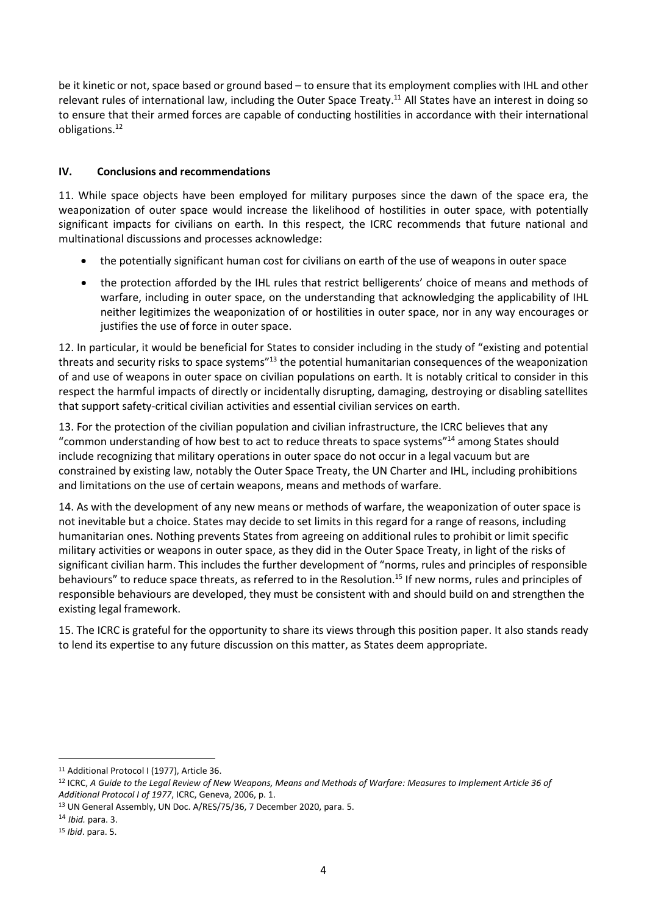be it kinetic or not, space based or ground based – to ensure that its employment complies with IHL and other relevant rules of international law, including the Outer Space Treaty.[11] All States have an interest in doing so to ensure that their armed forces are capable of conducting hostilities in accordance with their international obligations.[12]

## IV. Conclusions and recommendations

11. While space objects have been employed for military purposes since the dawn of the space era, the weaponization of outer space would increase the likelihood of hostilities in outer space, with potentially significant impacts for civilians on earth. In this respect, the ICRC recommends that future national and multinational discussions and processes acknowledge:

- the potentially significant human cost for civilians on earth of the use of weapons in outer space
- the protection afforded by the IHL rules that restrict belligerents' choice of means and methods of warfare, including in outer space, on the understanding that acknowledging the applicability of IHL neither legitimizes the weaponization of or hostilities in outer space, nor in any way encourages or justifies the use of force in outer space.

12. In particular, it would be beneficial for States to consider including in the study of "existing and potential threats and security risks to space systems"[13] the potential humanitarian consequences of the weaponization of and use of weapons in outer space on civilian populations on earth. It is notably critical to consider in this respect the harmful impacts of directly or incidentally disrupting, damaging, destroying or disabling satellites that support safety-critical civilian activities and essential civilian services on earth.

13. For the protection of the civilian population and civilian infrastructure, the ICRC believes that any "common understanding of how best to act to reduce threats to space systems"[14] among States should include recognizing that military operations in outer space do not occur in a legal vacuum but are constrained by existing law, notably the Outer Space Treaty, the UN Charter and IHL, including prohibitions and limitations on the use of certain weapons, means and methods of warfare.

14. As with the development of any new means or methods of warfare, the weaponization of outer space is not inevitable but a choice. States may decide to set limits in this regard for a range of reasons, including humanitarian ones. Nothing prevents States from agreeing on additional rules to prohibit or limit specific military activities or weapons in outer space, as they did in the Outer Space Treaty, in light of the risks of significant civilian harm. This includes the further development of "norms, rules and principles of responsible behaviours" to reduce space threats, as referred to in the Resolution.[15] If new norms, rules and principles of responsible behaviours are developed, they must be consistent with and should build on and strengthen the existing legal framework.

15. The ICRC is grateful for the opportunity to share its views through this position paper. It also stands ready to lend its expertise to any future discussion on this matter, as States deem appropriate.

---

[11] Additional Protocol I (1977), Article 36.

[12] ICRC, *A Guide to the Legal Review of New Weapons, Means and Methods of Warfare: Measures to Implement Article 36 of Additional Protocol I of 1977*, ICRC, Geneva, 2006, p. 1.

[13] UN General Assembly, UN Doc. A/RES/75/36, 7 December 2020, para. 5.

[14] *Ibid.* para. 3.

[15] *Ibid*. para. 5.